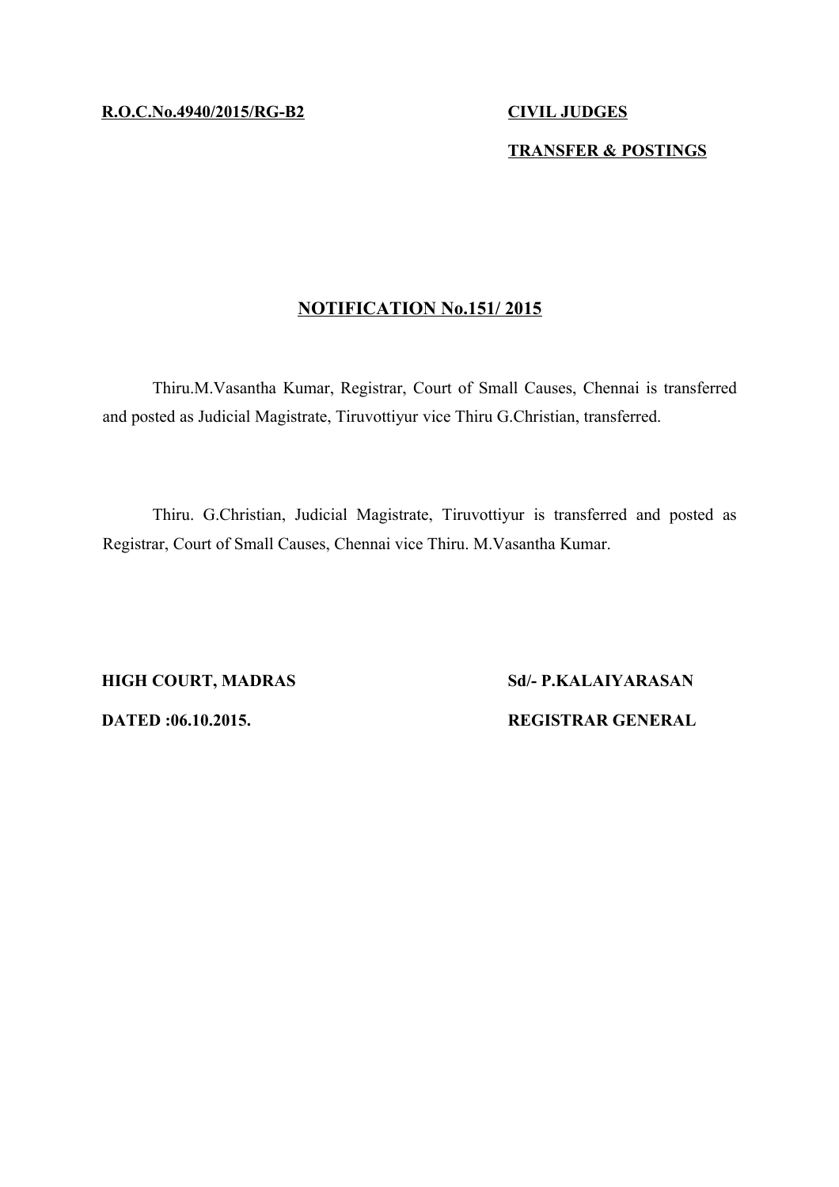**R.O.C.No.4940/2015/RG-B2** **CIVIL JUDGES**

**TRANSFER & POSTINGS**

## NOTIFICATION No.151/ 2015

Thiru.M.Vasantha Kumar, Registrar, Court of Small Causes, Chennai is transferred and posted as Judicial Magistrate, Tiruvottiyur vice Thiru G.Christian, transferred.

Thiru. G.Christian, Judicial Magistrate, Tiruvottiyur is transferred and posted as Registrar, Court of Small Causes, Chennai vice Thiru. M.Vasantha Kumar.

**HIGH COURT, MADRAS** **Sd/- P.KALAIYARASAN**

**DATED :06.10.2015.** **REGISTRAR GENERAL**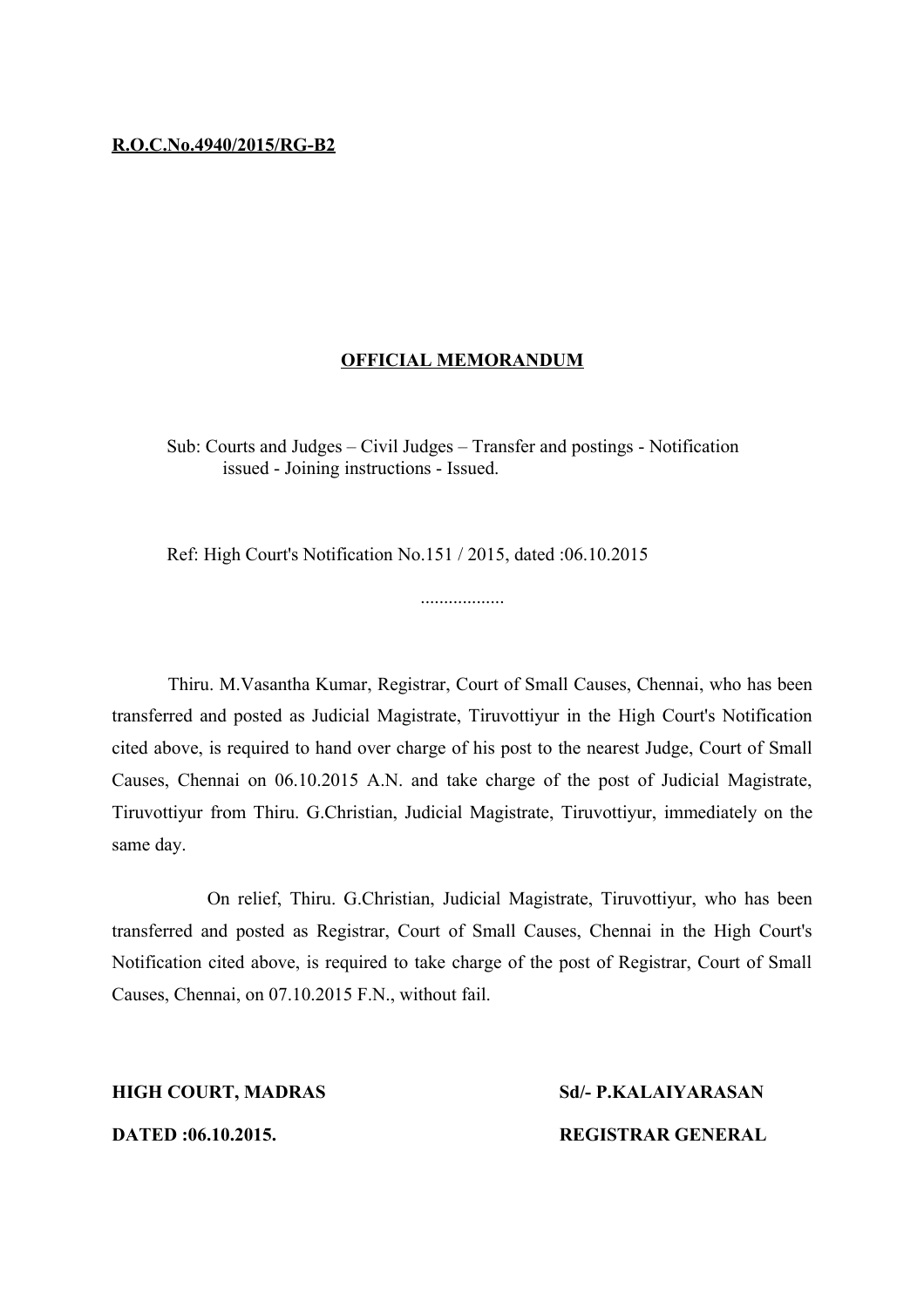**R.O.C.No.4940/2015/RG-B2**

## OFFICIAL MEMORANDUM

Sub: Courts and Judges – Civil Judges – Transfer and postings - Notification issued - Joining instructions - Issued.

Ref: High Court's Notification No.151 / 2015, dated :06.10.2015

..................

Thiru. M.Vasantha Kumar, Registrar, Court of Small Causes, Chennai, who has been transferred and posted as Judicial Magistrate, Tiruvottiyur in the High Court's Notification cited above, is required to hand over charge of his post to the nearest Judge, Court of Small Causes, Chennai on 06.10.2015 A.N. and take charge of the post of Judicial Magistrate, Tiruvottiyur from Thiru. G.Christian, Judicial Magistrate, Tiruvottiyur, immediately on the same day.

On relief, Thiru. G.Christian, Judicial Magistrate, Tiruvottiyur, who has been transferred and posted as Registrar, Court of Small Causes, Chennai in the High Court's Notification cited above, is required to take charge of the post of Registrar, Court of Small Causes, Chennai, on 07.10.2015 F.N., without fail.

**HIGH COURT, MADRAS** **Sd/- P.KALAIYARASAN**

**DATED :06.10.2015.** **REGISTRAR GENERAL**